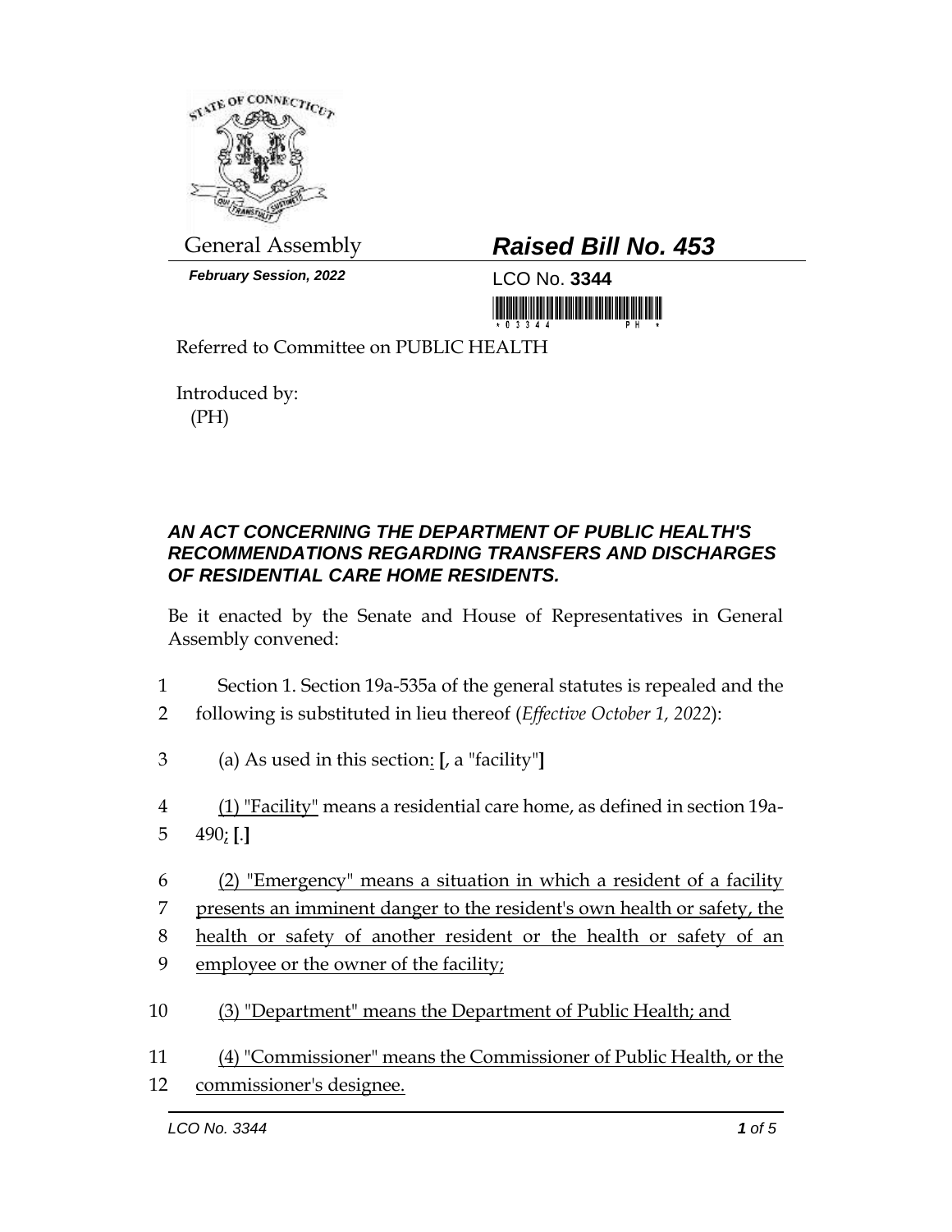General Assembly

***February Session, 2022***

# *Raised Bill No. 453*

LCO No. **3344**

Referred to Committee on PUBLIC HEALTH

Introduced by:
(PH)

### *AN ACT CONCERNING THE DEPARTMENT OF PUBLIC HEALTH'S RECOMMENDATIONS REGARDING TRANSFERS AND DISCHARGES OF RESIDENTIAL CARE HOME RESIDENTS.*

Be it enacted by the Senate and House of Representatives in General Assembly convened:

1 Section 1. Section 19a-535a of the general statutes is repealed and the
2 following is substituted in lieu thereof (*Effective October 1, 2022*):

3 (a) As used in this section: **[**, a "facility"**]**

4 (1) "Facility" means a residential care home, as defined in section 19a-
5 490; **[**.**]**

6 (2) "Emergency" means a situation in which a resident of a facility
7 presents an imminent danger to the resident's own health or safety, the
8 health or safety of another resident or the health or safety of an
9 employee or the owner of the facility;

10 (3) "Department" means the Department of Public Health; and

11 (4) "Commissioner" means the Commissioner of Public Health, or the
12 commissioner's designee.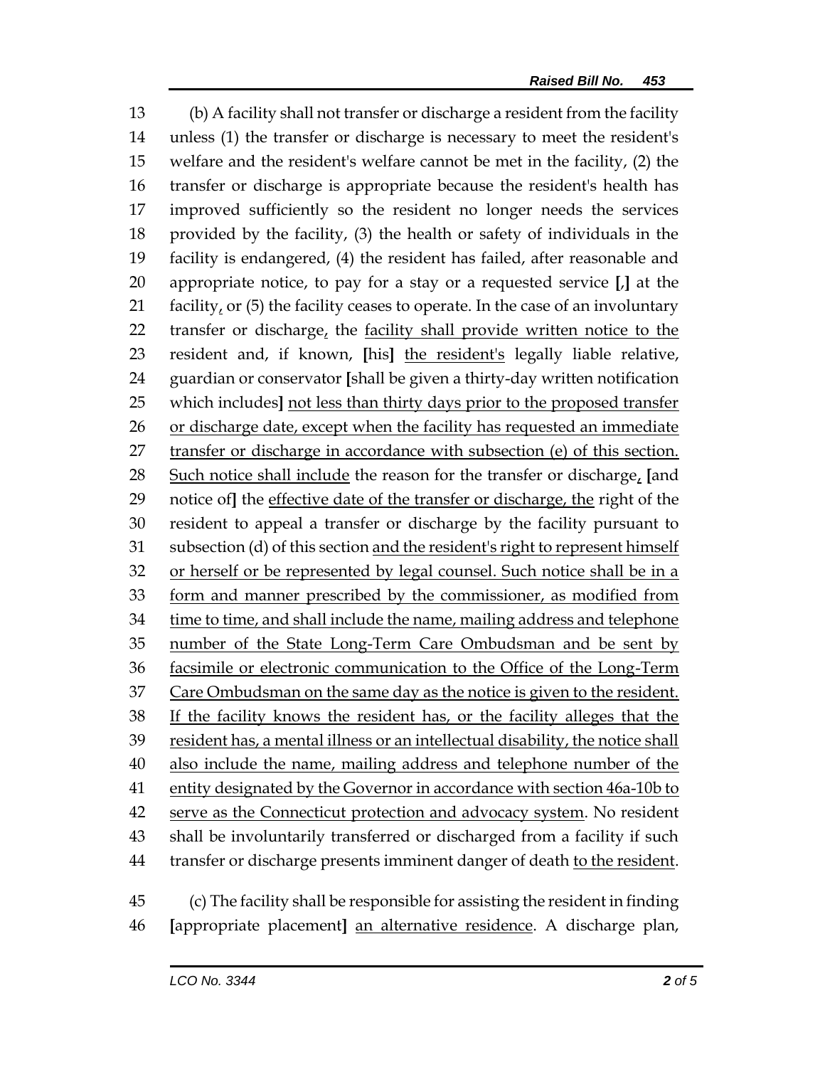(b) A facility shall not transfer or discharge a resident from the facility unless (1) the transfer or discharge is necessary to meet the resident's welfare and the resident's welfare cannot be met in the facility, (2) the transfer or discharge is appropriate because the resident's health has improved sufficiently so the resident no longer needs the services provided by the facility, (3) the health or safety of individuals in the facility is endangered, (4) the resident has failed, after reasonable and appropriate notice, to pay for a stay or a requested service [,] at the facility, or (5) the facility ceases to operate. In the case of an involuntary transfer or discharge, the facility shall provide written notice to the resident and, if known, [his] the resident's legally liable relative, guardian or conservator [shall be given a thirty-day written notification which includes] not less than thirty days prior to the proposed transfer or discharge date, except when the facility has requested an immediate transfer or discharge in accordance with subsection (e) of this section. Such notice shall include the reason for the transfer or discharge, [and notice of] the effective date of the transfer or discharge, the right of the resident to appeal a transfer or discharge by the facility pursuant to subsection (d) of this section and the resident's right to represent himself or herself or be represented by legal counsel. Such notice shall be in a form and manner prescribed by the commissioner, as modified from time to time, and shall include the name, mailing address and telephone number of the State Long-Term Care Ombudsman and be sent by facsimile or electronic communication to the Office of the Long-Term Care Ombudsman on the same day as the notice is given to the resident. If the facility knows the resident has, or the facility alleges that the resident has, a mental illness or an intellectual disability, the notice shall also include the name, mailing address and telephone number of the entity designated by the Governor in accordance with section 46a-10b to serve as the Connecticut protection and advocacy system. No resident shall be involuntarily transferred or discharged from a facility if such transfer or discharge presents imminent danger of death to the resident.

(c) The facility shall be responsible for assisting the resident in finding [appropriate placement] an alternative residence. A discharge plan,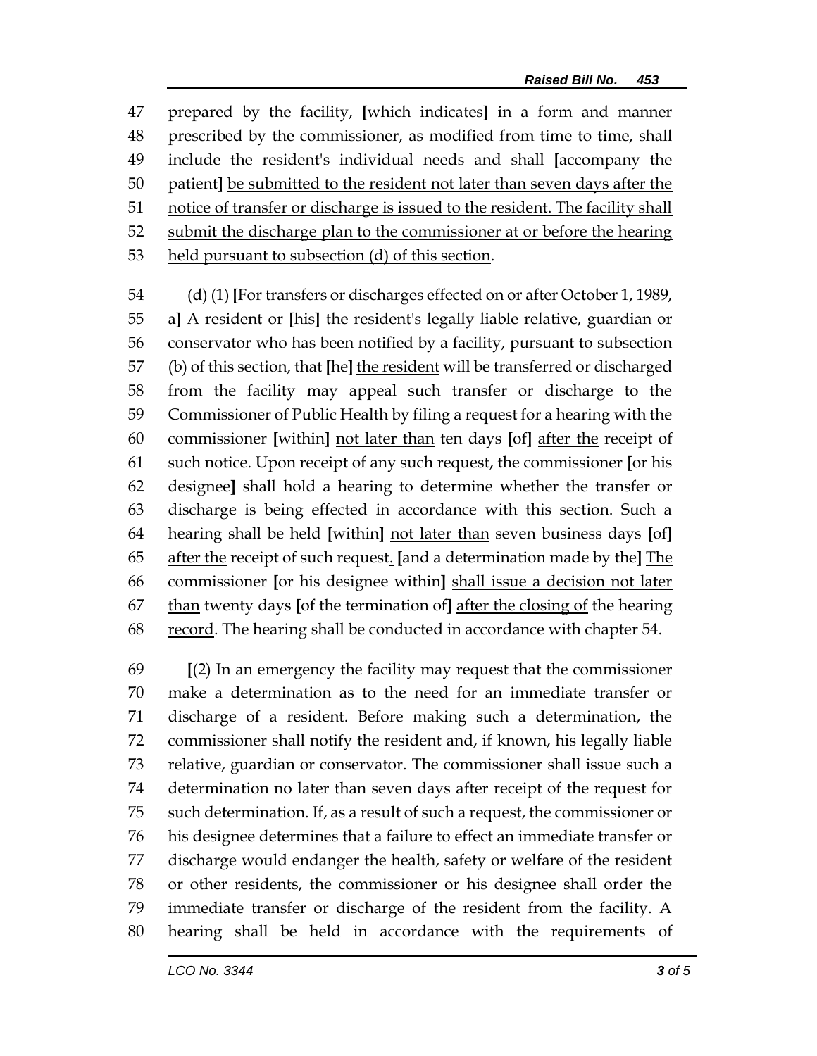prepared by the facility, [which indicates] <u>in a form and manner prescribed by the commissioner, as modified from time to time, shall include</u> the resident's individual needs <u>and</u> shall [accompany the patient] <u>be submitted to the resident not later than seven days after the notice of transfer or discharge is issued to the resident. The facility shall submit the discharge plan to the commissioner at or before the hearing held pursuant to subsection (d) of this section</u>.

(d) (1) [For transfers or discharges effected on or after October 1, 1989, a] <u>A</u> resident or [his] <u>the resident's</u> legally liable relative, guardian or conservator who has been notified by a facility, pursuant to subsection (b) of this section, that [he] <u>the resident</u> will be transferred or discharged from the facility may appeal such transfer or discharge to the Commissioner of Public Health by filing a request for a hearing with the commissioner [within] <u>not later than</u> ten days [of] <u>after the</u> receipt of such notice. Upon receipt of any such request, the commissioner [or his designee] shall hold a hearing to determine whether the transfer or discharge is being effected in accordance with this section. Such a hearing shall be held [within] <u>not later than</u> seven business days [of] <u>after the</u> receipt of such request<u>.</u> [and a determination made by the] <u>The</u> commissioner [or his designee within] <u>shall issue a decision not later than</u> twenty days [of the termination of] <u>after the closing of</u> the hearing <u>record</u>. The hearing shall be conducted in accordance with chapter 54.

[(2) In an emergency the facility may request that the commissioner make a determination as to the need for an immediate transfer or discharge of a resident. Before making such a determination, the commissioner shall notify the resident and, if known, his legally liable relative, guardian or conservator. The commissioner shall issue such a determination no later than seven days after receipt of the request for such determination. If, as a result of such a request, the commissioner or his designee determines that a failure to effect an immediate transfer or discharge would endanger the health, safety or welfare of the resident or other residents, the commissioner or his designee shall order the immediate transfer or discharge of the resident from the facility. A hearing shall be held in accordance with the requirements of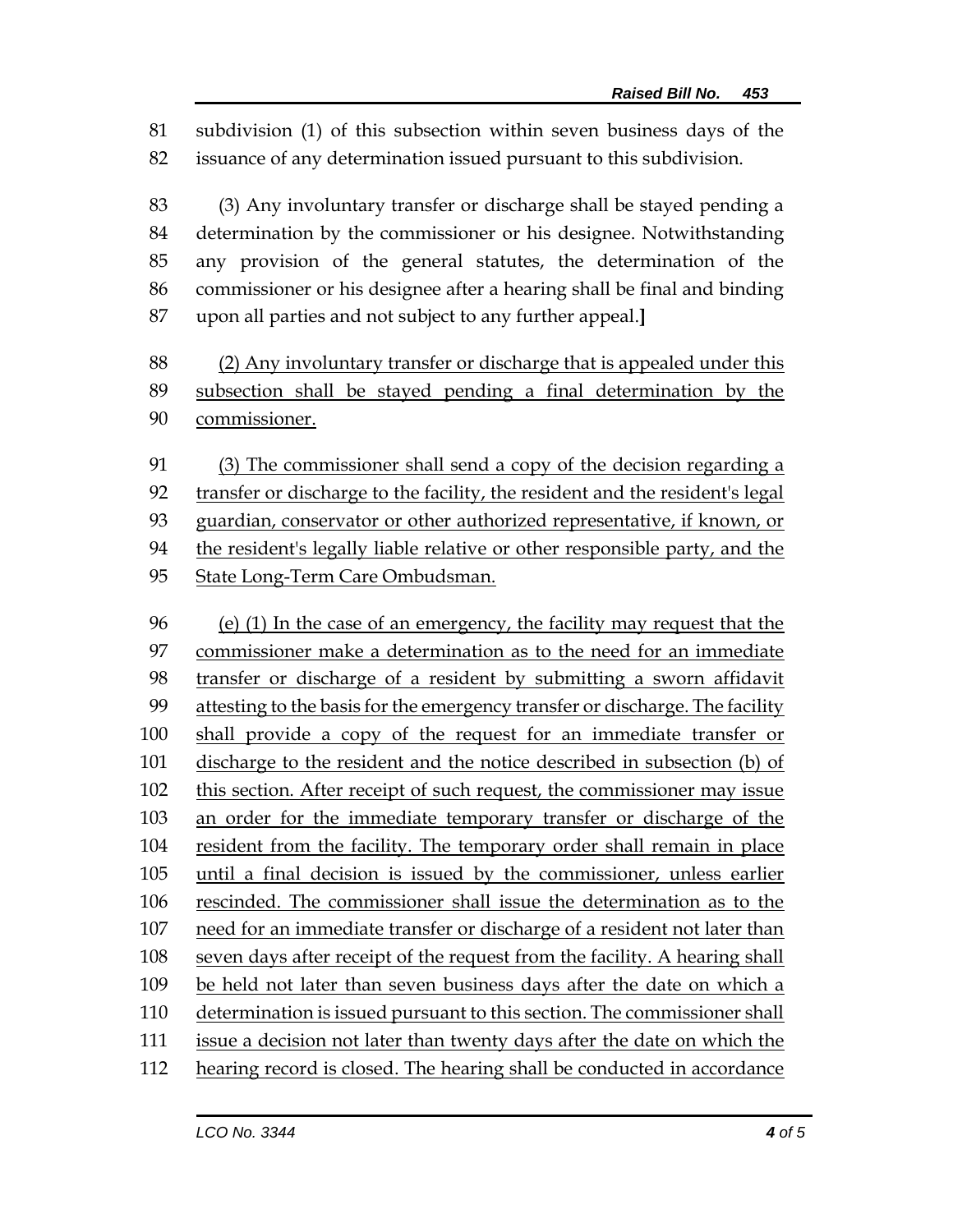subdivision (1) of this subsection within seven business days of the issuance of any determination issued pursuant to this subdivision.

(3) Any involuntary transfer or discharge shall be stayed pending a determination by the commissioner or his designee. Notwithstanding any provision of the general statutes, the determination of the commissioner or his designee after a hearing shall be final and binding upon all parties and not subject to any further appeal.**]**

<u>(2) Any involuntary transfer or discharge that is appealed under this subsection shall be stayed pending a final determination by the commissioner.</u>

<u>(3) The commissioner shall send a copy of the decision regarding a transfer or discharge to the facility, the resident and the resident's legal guardian, conservator or other authorized representative, if known, or the resident's legally liable relative or other responsible party, and the State Long-Term Care Ombudsman.</u>

<u>(e) (1) In the case of an emergency, the facility may request that the commissioner make a determination as to the need for an immediate transfer or discharge of a resident by submitting a sworn affidavit attesting to the basis for the emergency transfer or discharge. The facility shall provide a copy of the request for an immediate transfer or discharge to the resident and the notice described in subsection (b) of this section. After receipt of such request, the commissioner may issue an order for the immediate temporary transfer or discharge of the resident from the facility. The temporary order shall remain in place until a final decision is issued by the commissioner, unless earlier rescinded. The commissioner shall issue the determination as to the need for an immediate transfer or discharge of a resident not later than seven days after receipt of the request from the facility. A hearing shall be held not later than seven business days after the date on which a determination is issued pursuant to this section. The commissioner shall issue a decision not later than twenty days after the date on which the hearing record is closed. The hearing shall be conducted in accordance</u>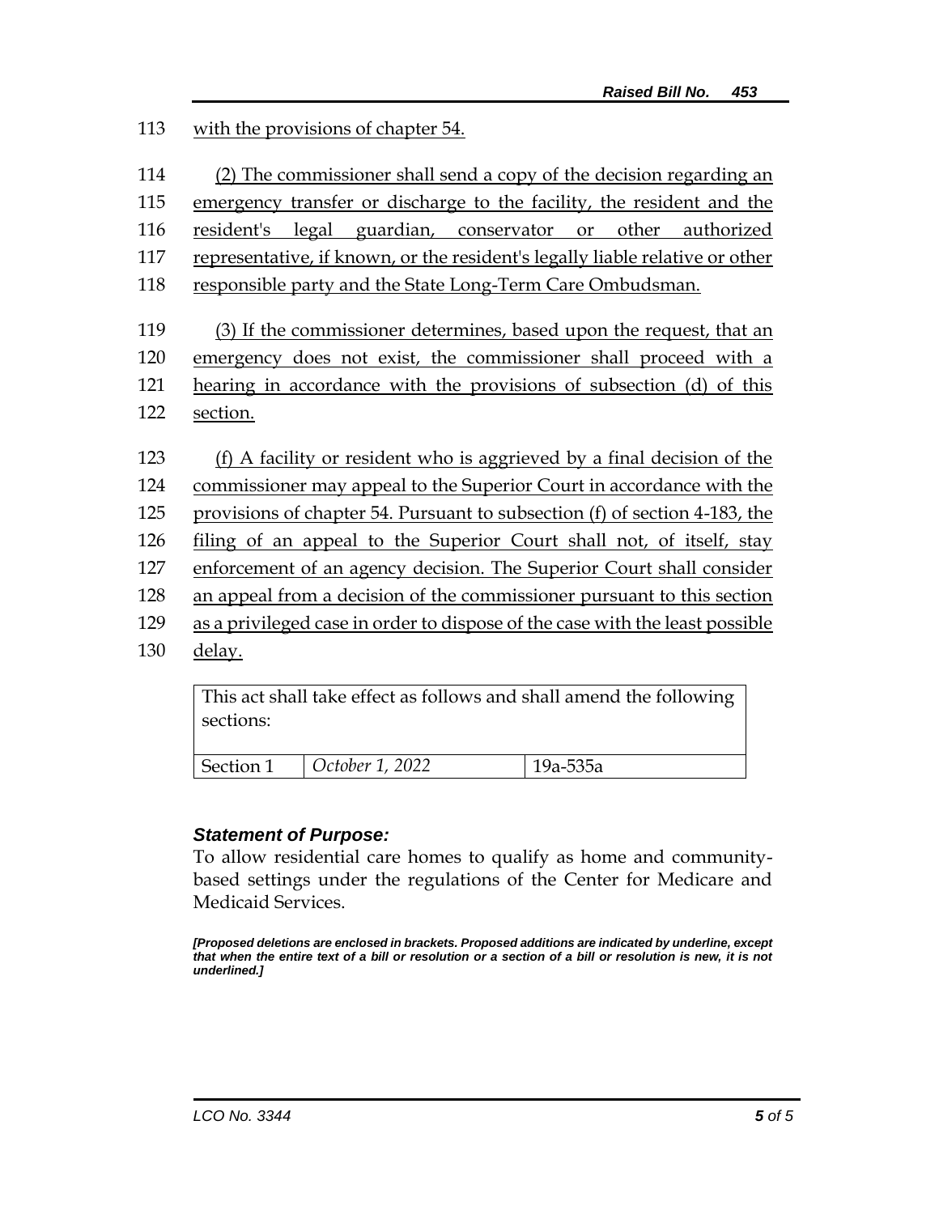113 with the provisions of chapter 54.

114 (2) The commissioner shall send a copy of the decision regarding an
115 emergency transfer or discharge to the facility, the resident and the
116 resident's legal guardian, conservator or other authorized
117 representative, if known, or the resident's legally liable relative or other
118 responsible party and the State Long-Term Care Ombudsman.

119 (3) If the commissioner determines, based upon the request, that an
120 emergency does not exist, the commissioner shall proceed with a
121 hearing in accordance with the provisions of subsection (d) of this
122 section.

123 (f) A facility or resident who is aggrieved by a final decision of the
124 commissioner may appeal to the Superior Court in accordance with the
125 provisions of chapter 54. Pursuant to subsection (f) of section 4-183, the
126 filing of an appeal to the Superior Court shall not, of itself, stay
127 enforcement of an agency decision. The Superior Court shall consider
128 an appeal from a decision of the commissioner pursuant to this section
129 as a privileged case in order to dispose of the case with the least possible
130 delay.

| This act shall take effect as follows and shall amend the following sections: | | |
| --- | --- | --- |
| Section 1 | *October 1, 2022* | 19a-535a |

***Statement of Purpose:***

To allow residential care homes to qualify as home and community-based settings under the regulations of the Center for Medicare and Medicaid Services.

***[Proposed deletions are enclosed in brackets. Proposed additions are indicated by underline, except that when the entire text of a bill or resolution or a section of a bill or resolution is new, it is not underlined.]***